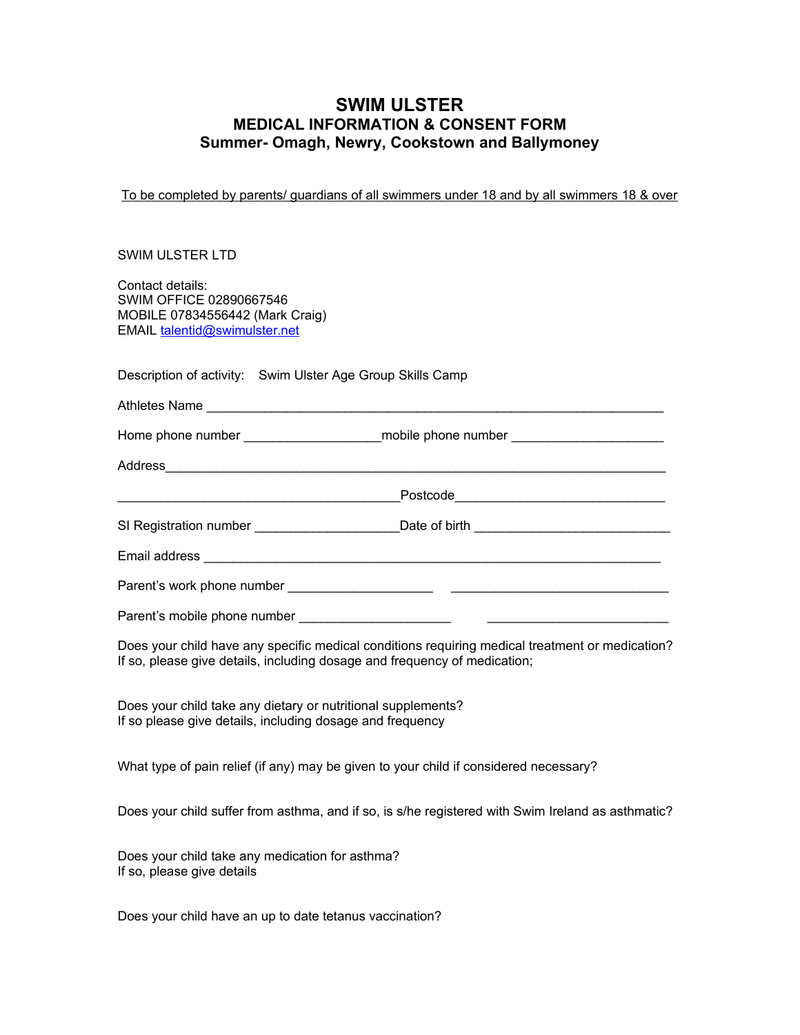# SWIM ULSTER

## MEDICAL INFORMATION & CONSENT FORM

## Summer- Omagh, Newry, Cookstown and Ballymoney

To be completed by parents/ guardians of all swimmers under 18 and by all swimmers 18 & over

SWIM ULSTER LTD

Contact details:
SWIM OFFICE 02890667546
MOBILE 07834556442 (Mark Craig)
EMAIL talentid@swimulster.net

Description of activity: Swim Ulster Age Group Skills Camp

Athletes Name ________________________________________________________________

Home phone number __________________mobile phone number ____________________

Address_______________________________________________________________________

_______________________________________Postcode_____________________________

SI Registration number ___________________Date of birth __________________________

Email address _________________________________________________________________

Parent's work phone number ___________________ _____________________________

Parent's mobile phone number ____________________ _________________________

Does your child have any specific medical conditions requiring medical treatment or medication? If so, please give details, including dosage and frequency of medication;

Does your child take any dietary or nutritional supplements?
If so please give details, including dosage and frequency

What type of pain relief (if any) may be given to your child if considered necessary?

Does your child suffer from asthma, and if so, is s/he registered with Swim Ireland as asthmatic?

Does your child take any medication for asthma?
If so, please give details

Does your child have an up to date tetanus vaccination?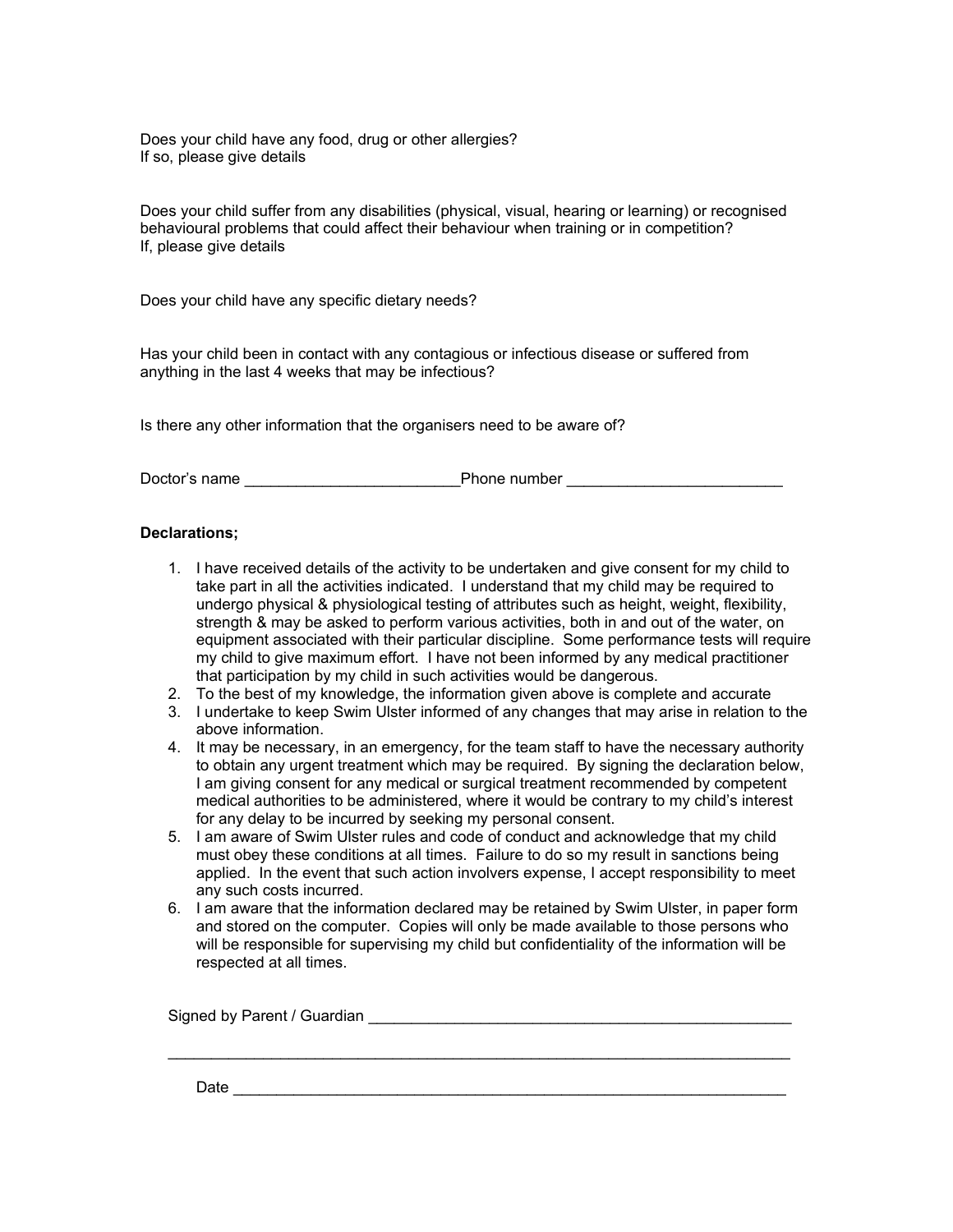Does your child have any food, drug or other allergies?
If so, please give details

Does your child suffer from any disabilities (physical, visual, hearing or learning) or recognised behavioural problems that could affect their behaviour when training or in competition?
If, please give details

Does your child have any specific dietary needs?

Has your child been in contact with any contagious or infectious disease or suffered from anything in the last 4 weeks that may be infectious?

Is there any other information that the organisers need to be aware of?

Doctor's name _________________________Phone number _________________________

**Declarations;**

1. I have received details of the activity to be undertaken and give consent for my child to take part in all the activities indicated. I understand that my child may be required to undergo physical & physiological testing of attributes such as height, weight, flexibility, strength & may be asked to perform various activities, both in and out of the water, on equipment associated with their particular discipline. Some performance tests will require my child to give maximum effort. I have not been informed by any medical practitioner that participation by my child in such activities would be dangerous.
2. To the best of my knowledge, the information given above is complete and accurate
3. I undertake to keep Swim Ulster informed of any changes that may arise in relation to the above information.
4. It may be necessary, in an emergency, for the team staff to have the necessary authority to obtain any urgent treatment which may be required. By signing the declaration below, I am giving consent for any medical or surgical treatment recommended by competent medical authorities to be administered, where it would be contrary to my child's interest for any delay to be incurred by seeking my personal consent.
5. I am aware of Swim Ulster rules and code of conduct and acknowledge that my child must obey these conditions at all times. Failure to do so my result in sanctions being applied. In the event that such action involvers expense, I accept responsibility to meet any such costs incurred.
6. I am aware that the information declared may be retained by Swim Ulster, in paper form and stored on the computer. Copies will only be made available to those persons who will be responsible for supervising my child but confidentiality of the information will be respected at all times.

Signed by Parent / Guardian ___________________________________________________

_____________________________________________________________________________

Date ____________________________________________________________________